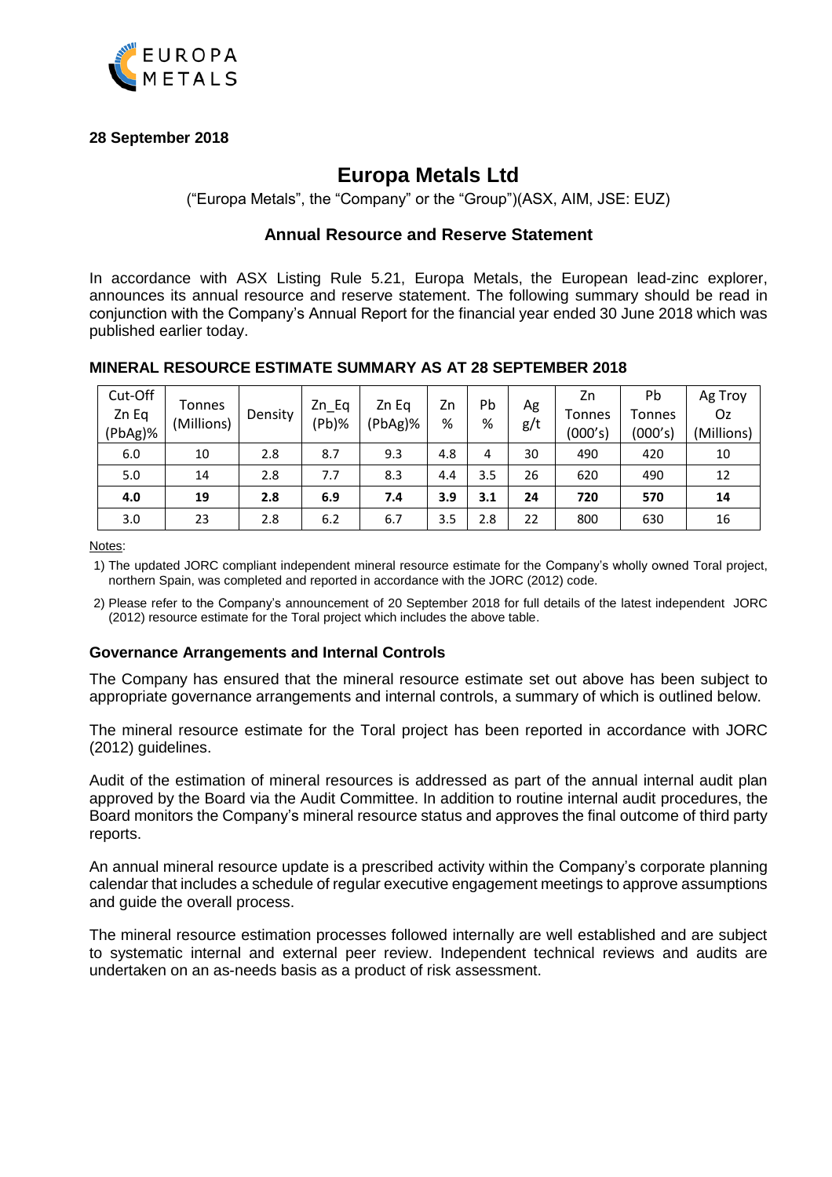**28 September 2018**

# Europa Metals Ltd

("Europa Metals", the "Company" or the "Group")(ASX, AIM, JSE: EUZ)

## Annual Resource and Reserve Statement

In accordance with ASX Listing Rule 5.21, Europa Metals, the European lead-zinc explorer, announces its annual resource and reserve statement. The following summary should be read in conjunction with the Company's Annual Report for the financial year ended 30 June 2018 which was published earlier today.

### MINERAL RESOURCE ESTIMATE SUMMARY AS AT 28 SEPTEMBER 2018

| Cut-Off Zn Eq (PbAg)% | Tonnes (Millions) | Density | Zn_Eq (Pb)% | Zn Eq (PbAg)% | Zn % | Pb % | Ag g/t | Zn Tonnes (000's) | Pb Tonnes (000's) | Ag Troy Oz (Millions) |
|---|---|---|---|---|---|---|---|---|---|---|
| 6.0 | 10 | 2.8 | 8.7 | 9.3 | 4.8 | 4 | 30 | 490 | 420 | 10 |
| 5.0 | 14 | 2.8 | 7.7 | 8.3 | 4.4 | 3.5 | 26 | 620 | 490 | 12 |
| **4.0** | **19** | **2.8** | **6.9** | **7.4** | **3.9** | **3.1** | **24** | **720** | **570** | **14** |
| 3.0 | 23 | 2.8 | 6.2 | 6.7 | 3.5 | 2.8 | 22 | 800 | 630 | 16 |

Notes:

1) The updated JORC compliant independent mineral resource estimate for the Company's wholly owned Toral project, northern Spain, was completed and reported in accordance with the JORC (2012) code.
2) Please refer to the Company's announcement of 20 September 2018 for full details of the latest independent JORC (2012) resource estimate for the Toral project which includes the above table.

### Governance Arrangements and Internal Controls

The Company has ensured that the mineral resource estimate set out above has been subject to appropriate governance arrangements and internal controls, a summary of which is outlined below.

The mineral resource estimate for the Toral project has been reported in accordance with JORC (2012) guidelines.

Audit of the estimation of mineral resources is addressed as part of the annual internal audit plan approved by the Board via the Audit Committee. In addition to routine internal audit procedures, the Board monitors the Company's mineral resource status and approves the final outcome of third party reports.

An annual mineral resource update is a prescribed activity within the Company's corporate planning calendar that includes a schedule of regular executive engagement meetings to approve assumptions and guide the overall process.

The mineral resource estimation processes followed internally are well established and are subject to systematic internal and external peer review. Independent technical reviews and audits are undertaken on an as-needs basis as a product of risk assessment.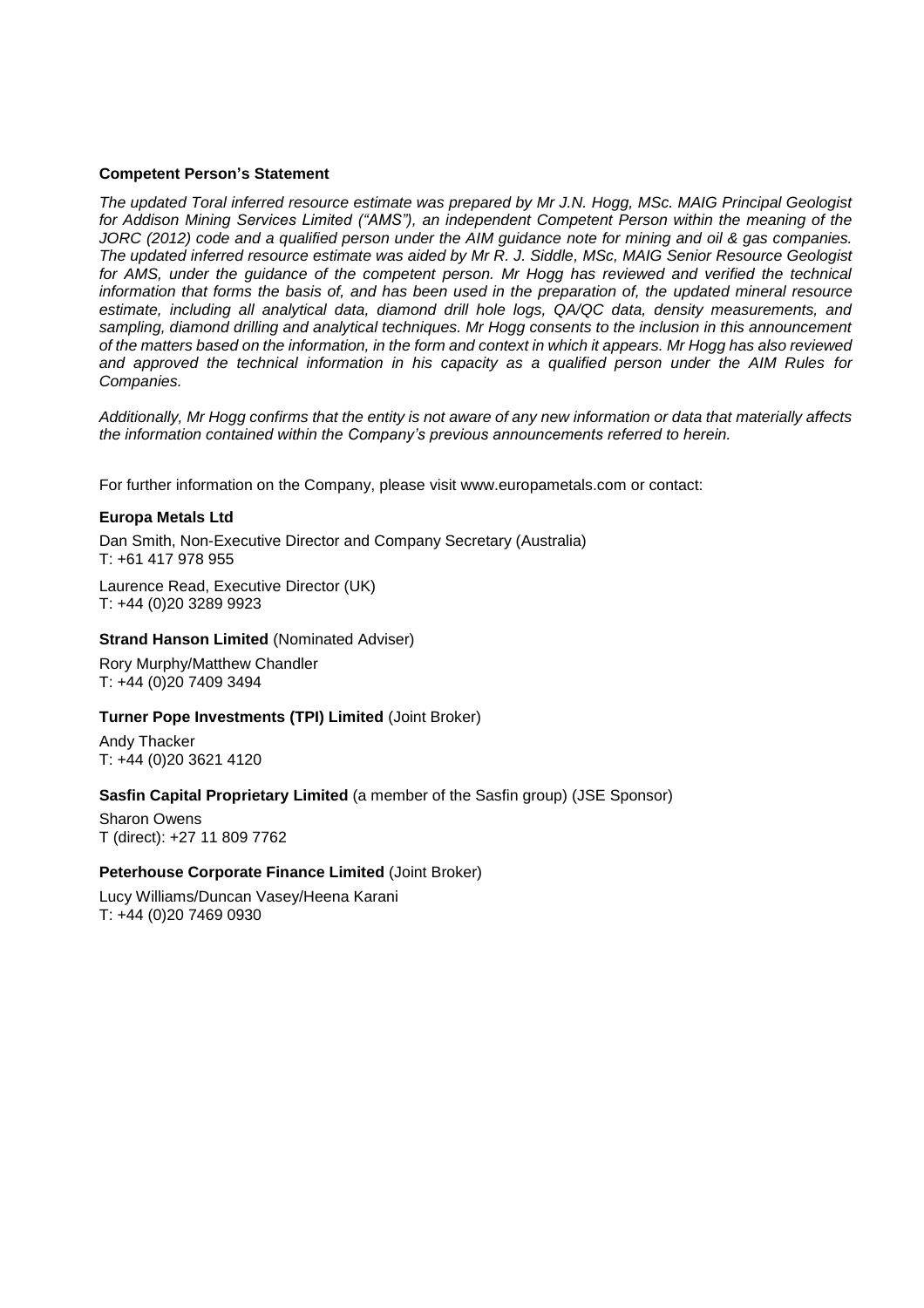**Competent Person's Statement**

*The updated Toral inferred resource estimate was prepared by Mr J.N. Hogg, MSc. MAIG Principal Geologist for Addison Mining Services Limited ("AMS"), an independent Competent Person within the meaning of the JORC (2012) code and a qualified person under the AIM guidance note for mining and oil & gas companies. The updated inferred resource estimate was aided by Mr R. J. Siddle, MSc, MAIG Senior Resource Geologist for AMS, under the guidance of the competent person. Mr Hogg has reviewed and verified the technical information that forms the basis of, and has been used in the preparation of, the updated mineral resource estimate, including all analytical data, diamond drill hole logs, QA/QC data, density measurements, and sampling, diamond drilling and analytical techniques. Mr Hogg consents to the inclusion in this announcement of the matters based on the information, in the form and context in which it appears. Mr Hogg has also reviewed and approved the technical information in his capacity as a qualified person under the AIM Rules for Companies.*

*Additionally, Mr Hogg confirms that the entity is not aware of any new information or data that materially affects the information contained within the Company's previous announcements referred to herein.*

For further information on the Company, please visit www.europametals.com or contact:

**Europa Metals Ltd**

Dan Smith, Non-Executive Director and Company Secretary (Australia)
T: +61 417 978 955

Laurence Read, Executive Director (UK)
T: +44 (0)20 3289 9923

**Strand Hanson Limited** (Nominated Adviser)

Rory Murphy/Matthew Chandler
T: +44 (0)20 7409 3494

**Turner Pope Investments (TPI) Limited** (Joint Broker)

Andy Thacker
T: +44 (0)20 3621 4120

**Sasfin Capital Proprietary Limited** (a member of the Sasfin group) (JSE Sponsor)

Sharon Owens
T (direct): +27 11 809 7762

**Peterhouse Corporate Finance Limited** (Joint Broker)

Lucy Williams/Duncan Vasey/Heena Karani
T: +44 (0)20 7469 0930